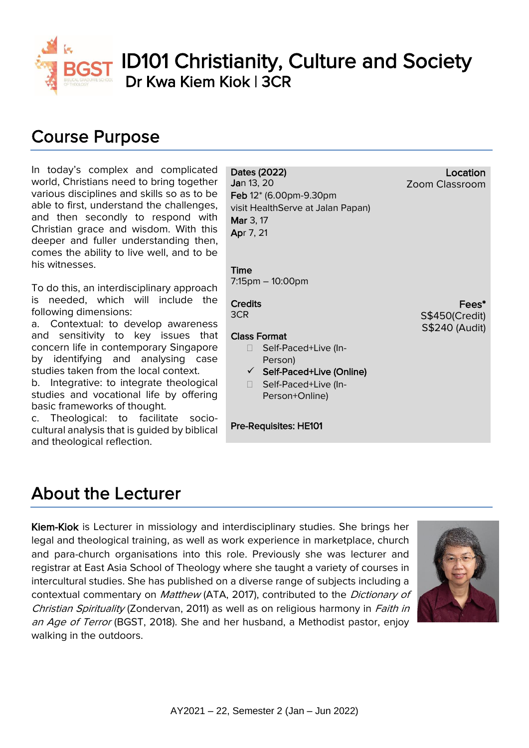// Prompt: OCR page 1 of BGST ID101 course brochure to markdown; no images detected.
# ID101 Christianity, Culture and Society

## Dr Kwa Kiem Kiok | 3CR

## Course Purpose

In today's complex and complicated world, Christians need to bring together various disciplines and skills so as to be able to first, understand the challenges, and then secondly to respond with Christian grace and wisdom. With this deeper and fuller understanding then, comes the ability to live well, and to be his witnesses.

To do this, an interdisciplinary approach is needed, which will include the following dimensions:

a. Contextual: to develop awareness and sensitivity to key issues that concern life in contemporary Singapore by identifying and analysing case studies taken from the local context.

b. Integrative: to integrate theological studies and vocational life by offering basic frameworks of thought.

c. Theological: to facilitate socio-cultural analysis that is guided by biblical and theological reflection.

**Dates (2022)**
**Jan** 13, 20
**Feb** 12* (6.00pm-9.30pm visit HealthServe at Jalan Papan)
**Mar** 3, 17
**Apr** 7, 21

**Location**
Zoom Classroom

**Time**
7:15pm – 10:00pm

**Credits**
3CR

**Fees***
S$450(Credit)
S$240 (Audit)

**Class Format**

- ☐ Self-Paced+Live (In-Person)
- ✓ **Self-Paced+Live (Online)**
- ☐ Self-Paced+Live (In-Person+Online)

**Pre-Requisites: HE101**

## About the Lecturer

**Kiem-Kiok** is Lecturer in missiology and interdisciplinary studies. She brings her legal and theological training, as well as work experience in marketplace, church and para-church organisations into this role. Previously she was lecturer and registrar at East Asia School of Theology where she taught a variety of courses in intercultural studies. She has published on a diverse range of subjects including a contextual commentary on *Matthew* (ATA, 2017), contributed to the *Dictionary of Christian Spirituality* (Zondervan, 2011) as well as on religious harmony in *Faith in an Age of Terror* (BGST, 2018). She and her husband, a Methodist pastor, enjoy walking in the outdoors.

AY2021 – 22, Semester 2 (Jan – Jun 2022)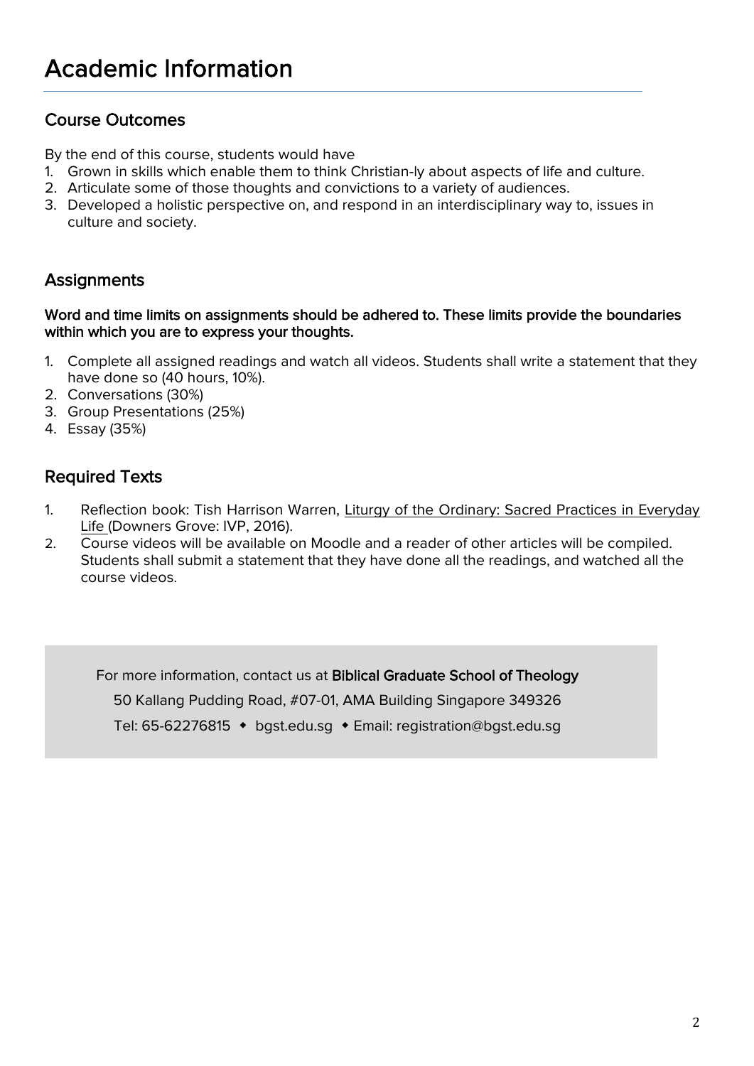# Academic Information

## Course Outcomes

By the end of this course, students would have

1. Grown in skills which enable them to think Christian-ly about aspects of life and culture.
2. Articulate some of those thoughts and convictions to a variety of audiences.
3. Developed a holistic perspective on, and respond in an interdisciplinary way to, issues in culture and society.

## Assignments

**Word and time limits on assignments should be adhered to. These limits provide the boundaries within which you are to express your thoughts.**

1. Complete all assigned readings and watch all videos. Students shall write a statement that they have done so (40 hours, 10%).
2. Conversations (30%)
3. Group Presentations (25%)
4. Essay (35%)

## Required Texts

1. Reflection book: Tish Harrison Warren, Liturgy of the Ordinary: Sacred Practices in Everyday Life (Downers Grove: IVP, 2016).
2. Course videos will be available on Moodle and a reader of other articles will be compiled. Students shall submit a statement that they have done all the readings, and watched all the course videos.

For more information, contact us at **Biblical Graduate School of Theology**

50 Kallang Pudding Road, #07-01, AMA Building Singapore 349326

Tel: 65-62276815 ◆ bgst.edu.sg ◆ Email: registration@bgst.edu.sg